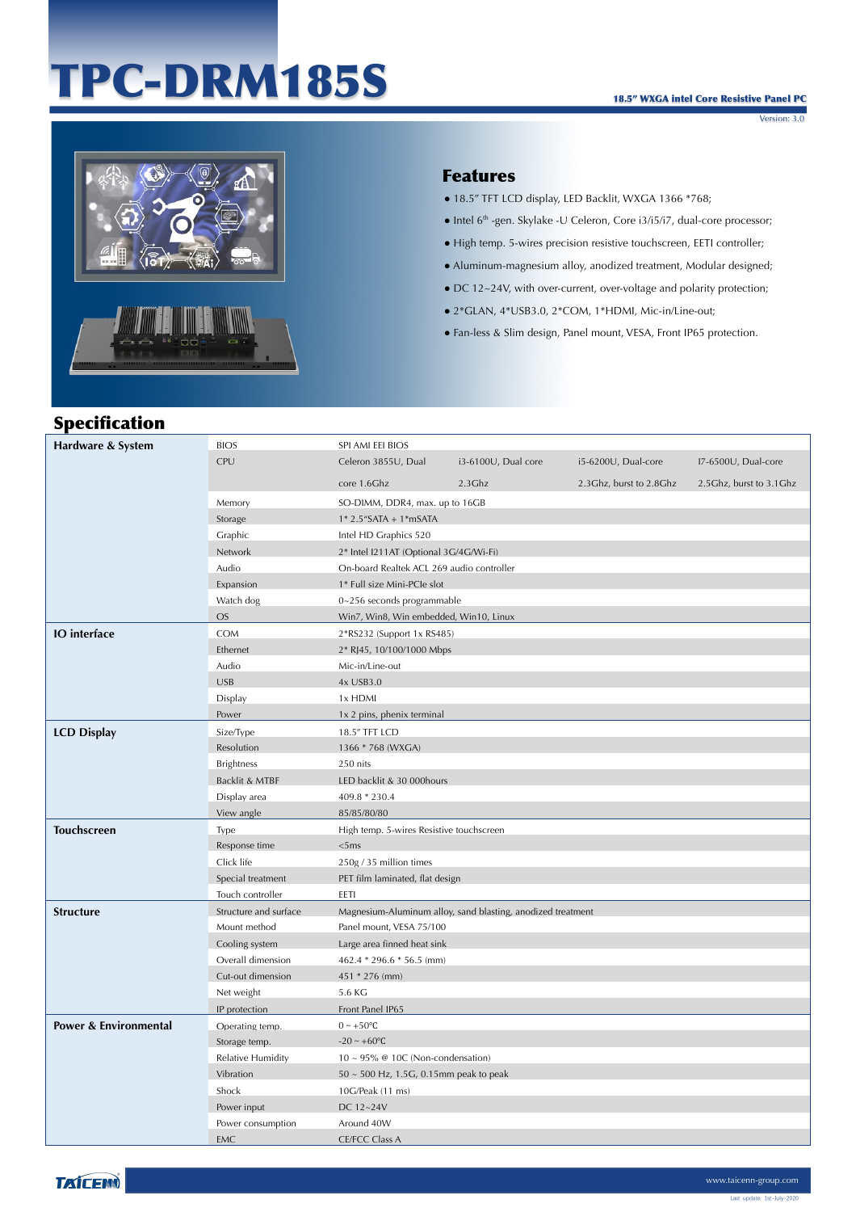# TPC-DRM185S

18.5" WXGA intel Core Resistive Panel PC

Version: 3.0

## Features

- 18.5" TFT LCD display, LED Backlit, WXGA 1366 *768;
- Intel 6[th] -gen. Skylake -U Celeron, Core i3/i5/i7, dual-core processor;
- High temp. 5-wires precision resistive touchscreen, EETI controller;
- Aluminum-magnesium alloy, anodized treatment, Modular designed;
- DC 12~24V, with over-current, over-voltage and polarity protection;
- 2*GLAN, 4*USB3.0, 2*COM, 1*HDMI, Mic-in/Line-out;
- Fan-less & Slim design, Panel mount, VESA, Front IP65 protection.

## Specification

| | | | | | |
|---|---|---|---|---|---|
| **Hardware & System** | BIOS | SPI AMI EEI BIOS | | | |
| | CPU | Celeron 3855U, Dual core 1.6Ghz | i3-6100U, Dual core 2.3Ghz | i5-6200U, Dual-core 2.3Ghz, burst to 2.8Ghz | I7-6500U, Dual-core 2.5Ghz, burst to 3.1Ghz |
| | Memory | SO-DIMM, DDR4, max. up to 16GB | | | |
| | Storage | 1* 2.5"SATA + 1*mSATA | | | |
| | Graphic | Intel HD Graphics 520 | | | |
| | Network | 2* Intel I211AT (Optional 3G/4G/Wi-Fi) | | | |
| | Audio | On-board Realtek ACL 269 audio controller | | | |
| | Expansion | 1* Full size Mini-PCIe slot | | | |
| | Watch dog | 0~256 seconds programmable | | | |
| | OS | Win7, Win8, Win embedded, Win10, Linux | | | |
| **IO interface** | COM | 2*RS232 (Support 1x RS485) | | | |
| | Ethernet | 2* RJ45, 10/100/1000 Mbps | | | |
| | Audio | Mic-in/Line-out | | | |
| | USB | 4x USB3.0 | | | |
| | Display | 1x HDMI | | | |
| | Power | 1x 2 pins, phenix terminal | | | |
| **LCD Display** | Size/Type | 18.5" TFT LCD | | | |
| | Resolution | 1366 * 768 (WXGA) | | | |
| | Brightness | 250 nits | | | |
| | Backlit & MTBF | LED backlit & 30 000hours | | | |
| | Display area | 409.8 * 230.4 | | | |
| | View angle | 85/85/80/80 | | | |
| **Touchscreen** | Type | High temp. 5-wires Resistive touchscreen | | | |
| | Response time | <5ms | | | |
| | Click life | 250g / 35 million times | | | |
| | Special treatment | PET film laminated, flat design | | | |
| | Touch controller | EETI | | | |
| **Structure** | Structure and surface | Magnesium-Aluminum alloy, sand blasting, anodized treatment | | | |
| | Mount method | Panel mount, VESA 75/100 | | | |
| | Cooling system | Large area finned heat sink | | | |
| | Overall dimension | 462.4 * 296.6 * 56.5 (mm) | | | |
| | Cut-out dimension | 451 * 276 (mm) | | | |
| | Net weight | 5.6 KG | | | |
| | IP protection | Front Panel IP65 | | | |
| **Power & Environmental** | Operating temp. | 0 ~ +50℃ | | | |
| | Storage temp. | -20 ~ +60℃ | | | |
| | Relative Humidity | 10 ~ 95% @ 10C (Non-condensation) | | | |
| | Vibration | 50 ~ 500 Hz, 1.5G, 0.15mm peak to peak | | | |
| | Shock | 10G/Peak (11 ms) | | | |
| | Power input | DC 12~24V | | | |
| | Power consumption | Around 40W | | | |
| | EMC | CE/FCC Class A | | | |

www.taicenn-group.com

Last update: 1st-July-2020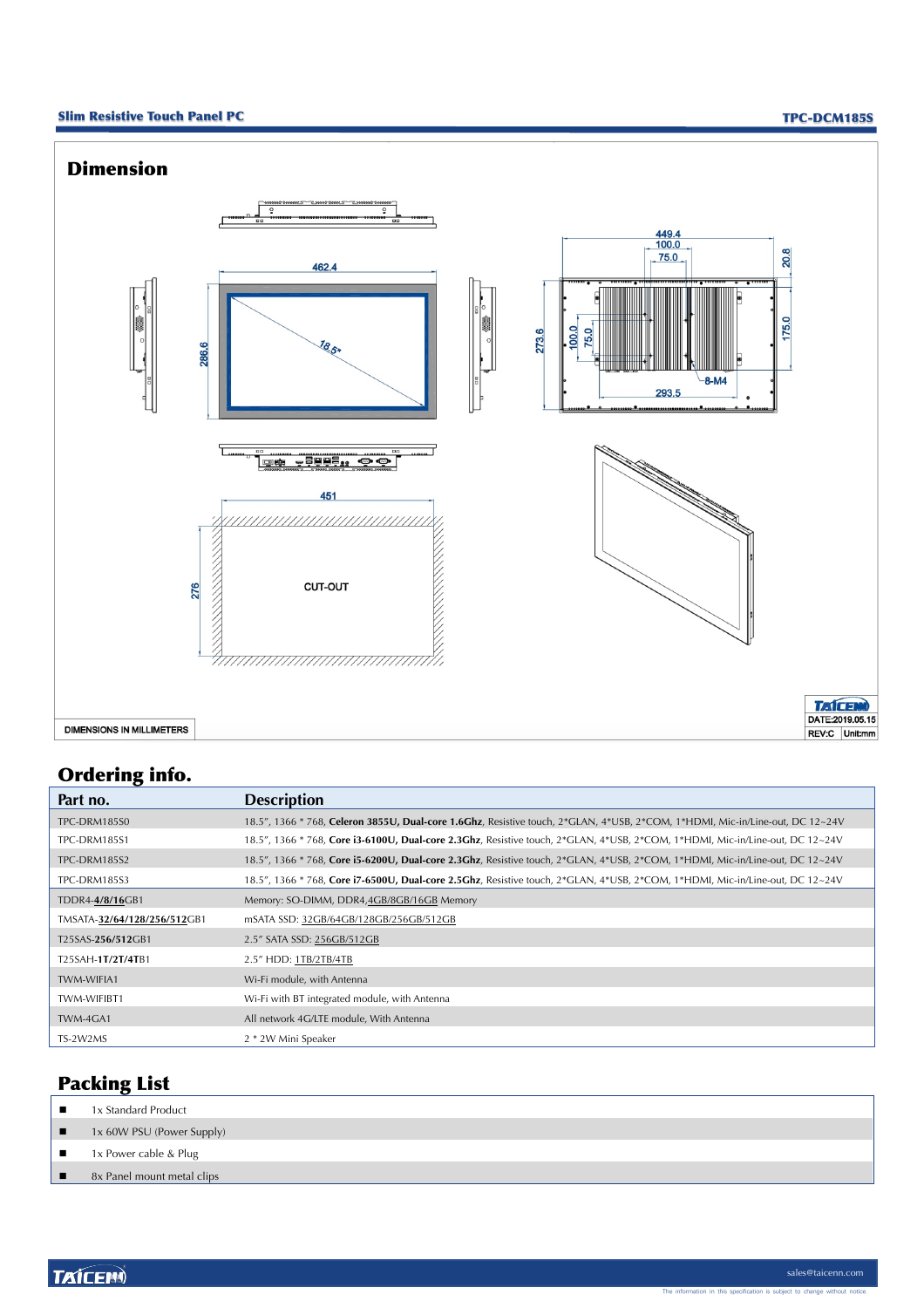## Dimension

462.4

18.5"

286.6

449.4
100.0
75.0
20.8
273.6
100.0
75.0
175.0
8-M4
293.5

451

276

CUT-OUT

DIMENSIONS IN MILLIMETERS

DATE:2019.05.15
REV:C
Unit:mm

## Ordering info.

| Part no. | Description |
|---|---|
| TPC-DRM185S0 | 18.5", 1366 * 768, **Celeron 3855U, Dual-core 1.6Ghz**, Resistive touch, 2*GLAN, 4*USB, 2*COM, 1*HDMI, Mic-in/Line-out, DC 12~24V |
| TPC-DRM185S1 | 18.5", 1366 * 768, **Core i3-6100U, Dual-core 2.3Ghz**, Resistive touch, 2*GLAN, 4*USB, 2*COM, 1*HDMI, Mic-in/Line-out, DC 12~24V |
| TPC-DRM185S2 | 18.5", 1366 * 768, **Core i5-6200U, Dual-core 2.3Ghz**, Resistive touch, 2*GLAN, 4*USB, 2*COM, 1*HDMI, Mic-in/Line-out, DC 12~24V |
| TPC-DRM185S3 | 18.5", 1366 * 768, **Core i7-6500U, Dual-core 2.5Ghz**, Resistive touch, 2*GLAN, 4*USB, 2*COM, 1*HDMI, Mic-in/Line-out, DC 12~24V |
| TDDR4-**4/8/16**GB1 | Memory: SO-DIMM, DDR4,4GB/8GB/16GB Memory |
| TMSATA-**32/64/128/256/512**GB1 | mSATA SSD: 32GB/64GB/128GB/256GB/512GB |
| T25SAS-**256/512**GB1 | 2.5" SATA SSD: 256GB/512GB |
| T25SAH-**1T/2T/4T**B1 | 2.5" HDD: 1TB/2TB/4TB |
| TWM-WIFIA1 | Wi-Fi module, with Antenna |
| TWM-WIFIBT1 | Wi-Fi with BT integrated module, with Antenna |
| TWM-4GA1 | All network 4G/LTE module, With Antenna |
| TS-2W2MS | 2 * 2W Mini Speaker |

## Packing List

- 1x Standard Product
- 1x 60W PSU (Power Supply)
- 1x Power cable & Plug
- 8x Panel mount metal clips

sales@taicenn.com

The information in this specification is subject to change without notice